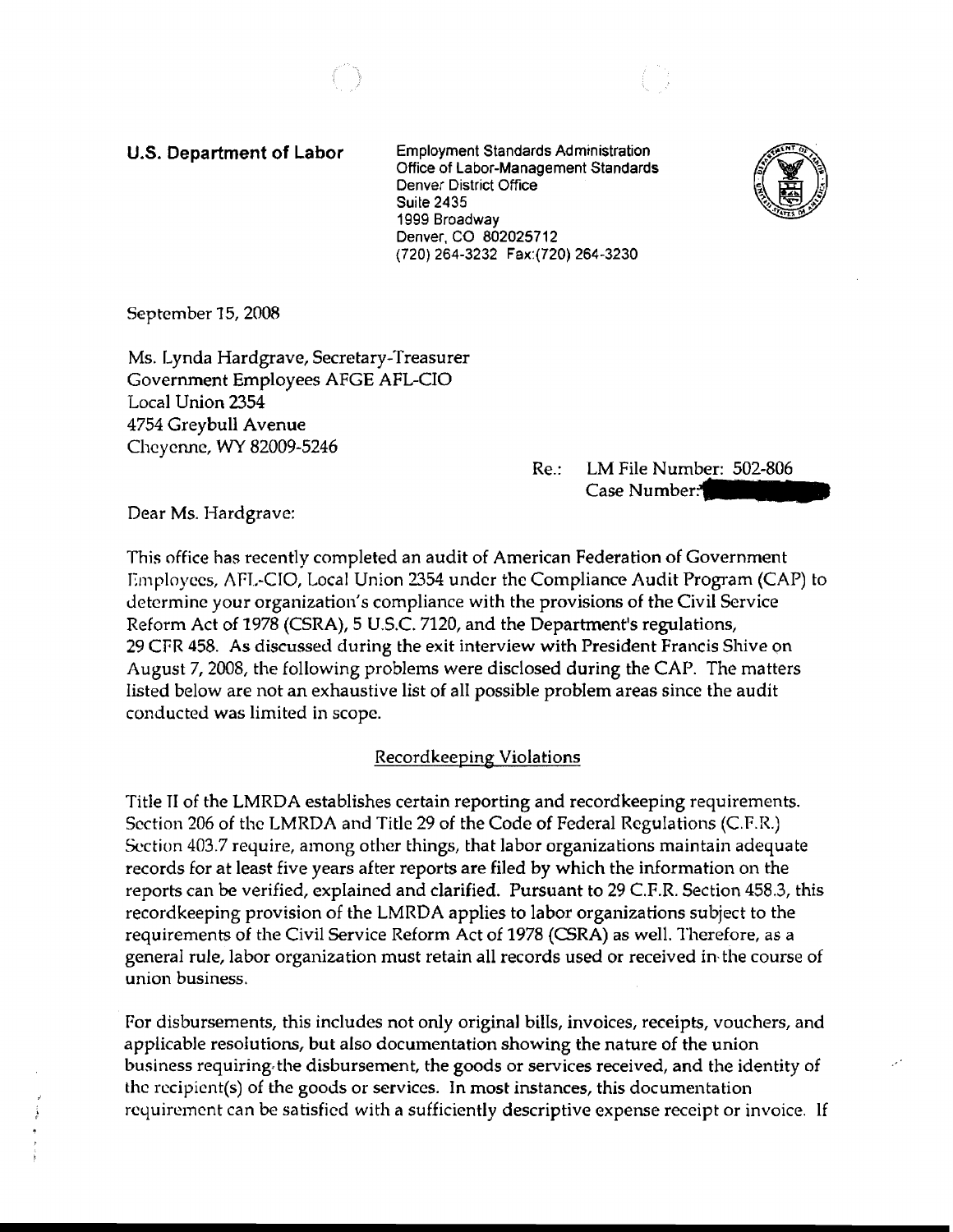**U.S. Department of Labor**

Employment Standards Administration
Office of Labor-Management Standards
Denver District Office
Suite 2435
1999 Broadway
Denver, CO 802025712
(720) 264-3232 Fax:(720) 264-3230

September 15, 2008

Ms. Lynda Hardgrave, Secretary-Treasurer
Government Employees AFGE AFL-CIO
Local Union 2354
4754 Greybull Avenue
Cheyenne, WY 82009-5246

Re.: LM File Number: 502-806
Case Number:

Dear Ms. Hardgrave:

This office has recently completed an audit of American Federation of Government Employees, AFL-CIO, Local Union 2354 under the Compliance Audit Program (CAP) to determine your organization's compliance with the provisions of the Civil Service Reform Act of 1978 (CSRA), 5 U.S.C. 7120, and the Department's regulations, 29 CFR 458. As discussed during the exit interview with President Francis Shive on August 7, 2008, the following problems were disclosed during the CAP. The matters listed below are not an exhaustive list of all possible problem areas since the audit conducted was limited in scope.

## Recordkeeping Violations

Title II of the LMRDA establishes certain reporting and recordkeeping requirements. Section 206 of the LMRDA and Title 29 of the Code of Federal Regulations (C.F.R.) Section 403.7 require, among other things, that labor organizations maintain adequate records for at least five years after reports are filed by which the information on the reports can be verified, explained and clarified. Pursuant to 29 C.F.R. Section 458.3, this recordkeeping provision of the LMRDA applies to labor organizations subject to the requirements of the Civil Service Reform Act of 1978 (CSRA) as well. Therefore, as a general rule, labor organization must retain all records used or received in the course of union business.

For disbursements, this includes not only original bills, invoices, receipts, vouchers, and applicable resolutions, but also documentation showing the nature of the union business requiring the disbursement, the goods or services received, and the identity of the recipient(s) of the goods or services. In most instances, this documentation requirement can be satisfied with a sufficiently descriptive expense receipt or invoice. If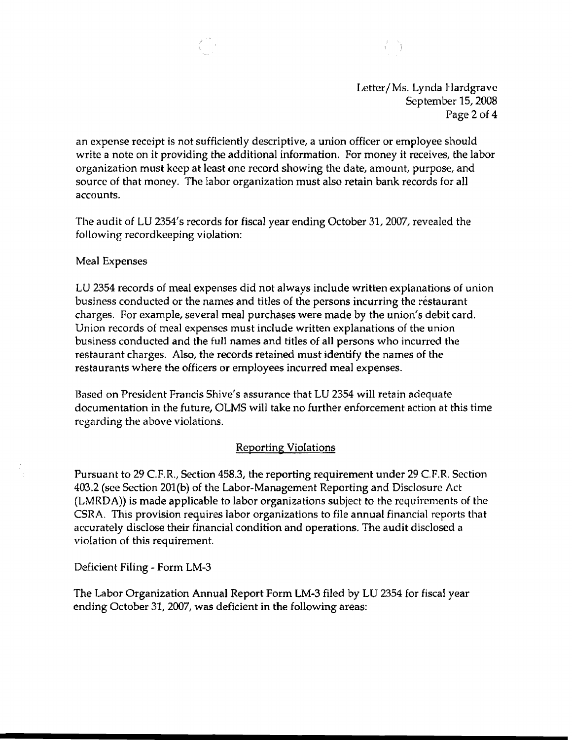an expense receipt is not sufficiently descriptive, a union officer or employee should write a note on it providing the additional information. For money it receives, the labor organization must keep at least one record showing the date, amount, purpose, and source of that money. The labor organization must also retain bank records for all accounts.

The audit of LU 2354's records for fiscal year ending October 31, 2007, revealed the following recordkeeping violation:

Meal Expenses

LU 2354 records of meal expenses did not always include written explanations of union business conducted or the names and titles of the persons incurring the restaurant charges. For example, several meal purchases were made by the union's debit card. Union records of meal expenses must include written explanations of the union business conducted and the full names and titles of all persons who incurred the restaurant charges. Also, the records retained must identify the names of the restaurants where the officers or employees incurred meal expenses.

Based on President Francis Shive's assurance that LU 2354 will retain adequate documentation in the future, OLMS will take no further enforcement action at this time regarding the above violations.

## Reporting Violations

Pursuant to 29 C.F.R., Section 458.3, the reporting requirement under 29 C.F.R. Section 403.2 (see Section 201(b) of the Labor-Management Reporting and Disclosure Act (LMRDA)) is made applicable to labor organizations subject to the requirements of the CSRA. This provision requires labor organizations to file annual financial reports that accurately disclose their financial condition and operations. The audit disclosed a violation of this requirement.

Deficient Filing - Form LM-3

The Labor Organization Annual Report Form LM-3 filed by LU 2354 for fiscal year ending October 31, 2007, was deficient in the following areas: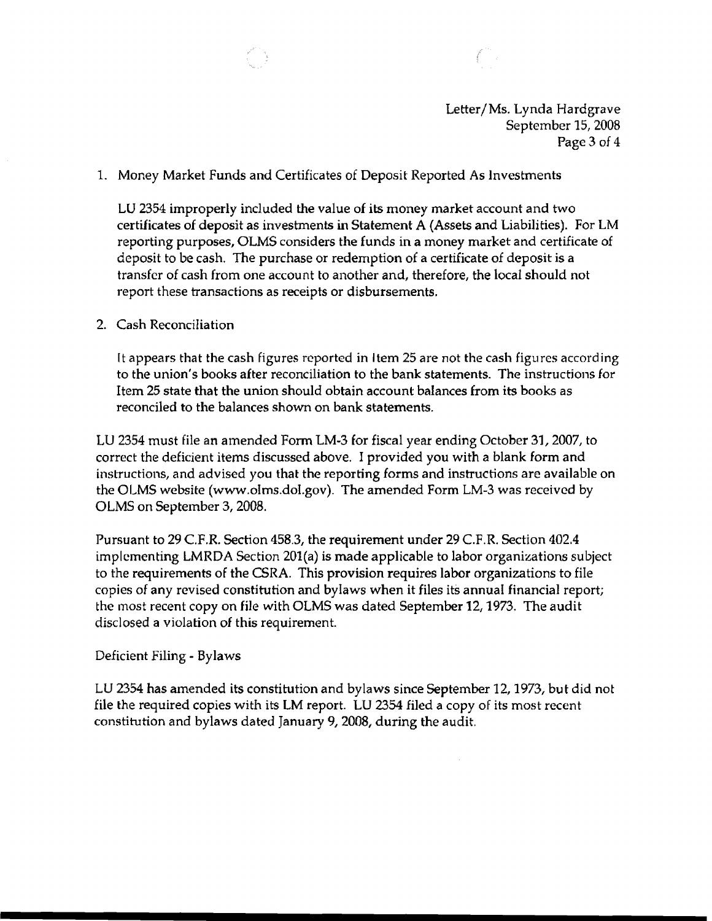1. Money Market Funds and Certificates of Deposit Reported As Investments

   LU 2354 improperly included the value of its money market account and two certificates of deposit as investments in Statement A (Assets and Liabilities). For LM reporting purposes, OLMS considers the funds in a money market and certificate of deposit to be cash. The purchase or redemption of a certificate of deposit is a transfer of cash from one account to another and, therefore, the local should not report these transactions as receipts or disbursements.

2. Cash Reconciliation

   It appears that the cash figures reported in Item 25 are not the cash figures according to the union's books after reconciliation to the bank statements. The instructions for Item 25 state that the union should obtain account balances from its books as reconciled to the balances shown on bank statements.

LU 2354 must file an amended Form LM-3 for fiscal year ending October 31, 2007, to correct the deficient items discussed above. I provided you with a blank form and instructions, and advised you that the reporting forms and instructions are available on the OLMS website (www.olms.dol.gov). The amended Form LM-3 was received by OLMS on September 3, 2008.

Pursuant to 29 C.F.R. Section 458.3, the requirement under 29 C.F.R. Section 402.4 implementing LMRDA Section 201(a) is made applicable to labor organizations subject to the requirements of the CSRA. This provision requires labor organizations to file copies of any revised constitution and bylaws when it files its annual financial report; the most recent copy on file with OLMS was dated September 12, 1973. The audit disclosed a violation of this requirement.

Deficient Filing - Bylaws

LU 2354 has amended its constitution and bylaws since September 12, 1973, but did not file the required copies with its LM report. LU 2354 filed a copy of its most recent constitution and bylaws dated January 9, 2008, during the audit.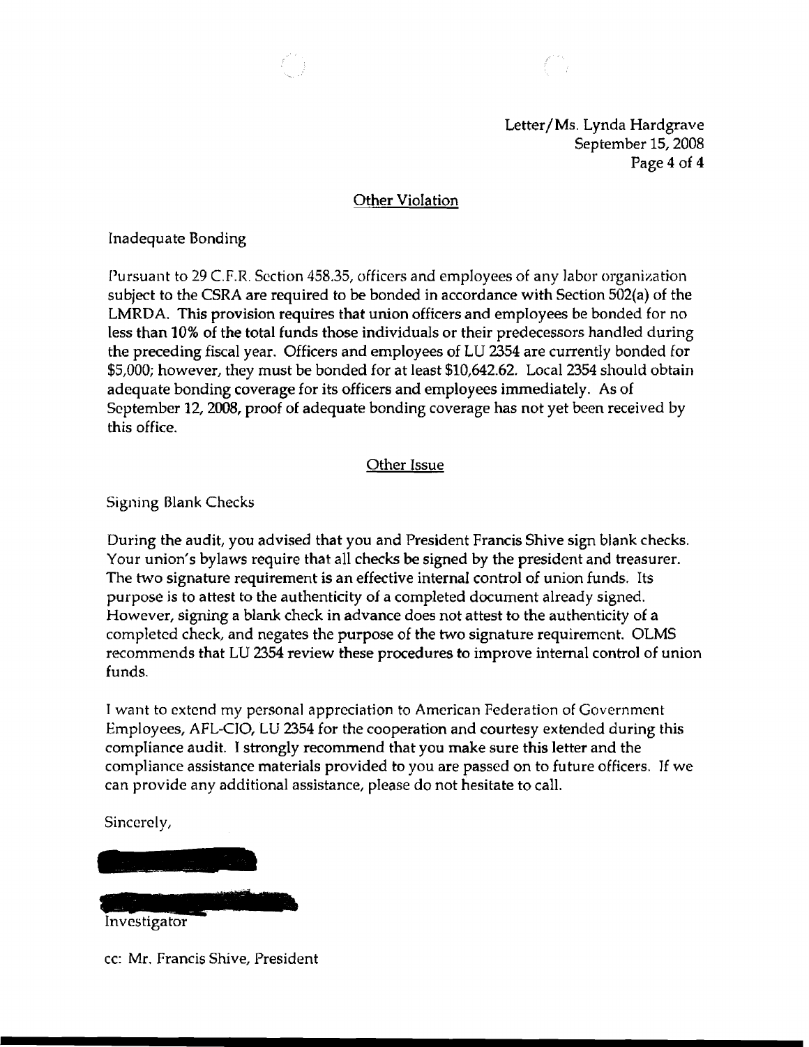Letter/Ms. Lynda Hardgrave
September 15, 2008

## Other Violation

Inadequate Bonding

Pursuant to 29 C.F.R. Section 458.35, officers and employees of any labor organization subject to the CSRA are required to be bonded in accordance with Section 502(a) of the LMRDA. This provision requires that union officers and employees be bonded for no less than 10% of the total funds those individuals or their predecessors handled during the preceding fiscal year. Officers and employees of LU 2354 are currently bonded for $5,000; however, they must be bonded for at least $10,642.62. Local 2354 should obtain adequate bonding coverage for its officers and employees immediately. As of September 12, 2008, proof of adequate bonding coverage has not yet been received by this office.

## Other Issue

Signing Blank Checks

During the audit, you advised that you and President Francis Shive sign blank checks. Your union's bylaws require that all checks be signed by the president and treasurer. The two signature requirement is an effective internal control of union funds. Its purpose is to attest to the authenticity of a completed document already signed. However, signing a blank check in advance does not attest to the authenticity of a completed check, and negates the purpose of the two signature requirement. OLMS recommends that LU 2354 review these procedures to improve internal control of union funds.

I want to extend my personal appreciation to American Federation of Government Employees, AFL-CIO, LU 2354 for the cooperation and courtesy extended during this compliance audit. I strongly recommend that you make sure this letter and the compliance assistance materials provided to you are passed on to future officers. If we can provide any additional assistance, please do not hesitate to call.

Sincerely,

Investigator

cc: Mr. Francis Shive, President